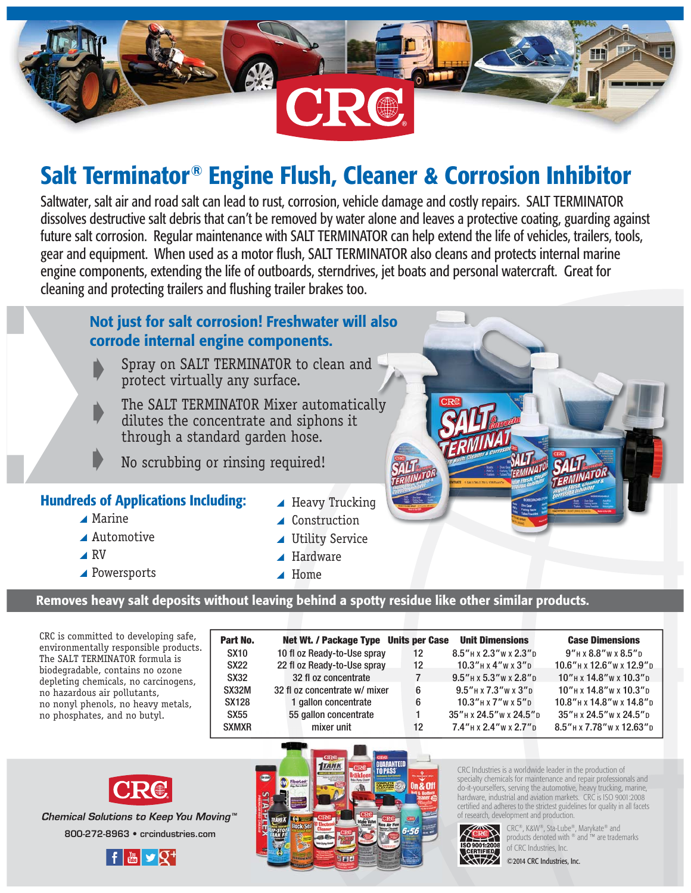# Salt Terminator® Engine Flush, Cleaner & Corrosion Inhibitor

Saltwater, salt air and road salt can lead to rust, corrosion, vehicle damage and costly repairs. SALT TERMINATOR dissolves destructive salt debris that can't be removed by water alone and leaves a protective coating, guarding against future salt corrosion. Regular maintenance with SALT TERMINATOR can help extend the life of vehicles, trailers, tools, gear and equipment. When used as a motor flush, SALT TERMINATOR also cleans and protects internal marine engine components, extending the life of outboards, sterndrives, jet boats and personal watercraft. Great for cleaning and protecting trailers and flushing trailer brakes too.

## Not just for salt corrosion! Freshwater will also corrode internal engine components.

- Spray on SALT TERMINATOR to clean and protect virtually any surface.
- The SALT TERMINATOR Mixer automatically dilutes the concentrate and siphons it through a standard garden hose.
- No scrubbing or rinsing required!

## Hundreds of Applications Including:

- Marine
- Automotive
- RV
- Powersports
- Heavy Trucking
- Construction
- Utility Service
- Hardware
- Home

**Removes heavy salt deposits without leaving behind a spotty residue like other similar products.**

CRC is committed to developing safe, environmentally responsible products. The SALT TERMINATOR formula is biodegradable, contains no ozone depleting chemicals, no carcinogens, no hazardous air pollutants, no nonyl phenols, no heavy metals, no phosphates, and no butyl.

| Part No. | Net Wt. / Package Type | Units per Case | Unit Dimensions | Case Dimensions |
|---|---|---|---|---|
| SX10 | 10 fl oz Ready-to-Use spray | 12 | 8.5"H x 2.3"W x 2.3"D | 9"H x 8.8"W x 8.5"D |
| SX22 | 22 fl oz Ready-to-Use spray | 12 | 10.3"H x 4"W x 3"D | 10.6"H x 12.6"W x 12.9"D |
| SX32 | 32 fl oz concentrate | 7 | 9.5"H x 5.3"W x 2.8"D | 10"H x 14.8"W x 10.3"D |
| SX32M | 32 fl oz concentrate w/ mixer | 6 | 9.5"H x 7.3"W x 3"D | 10"H x 14.8"W x 10.3"D |
| SX128 | 1 gallon concentrate | 6 | 10.3"H x 7"W x 5"D | 10.8"H x 14.8"W x 14.8"D |
| SX55 | 55 gallon concentrate | 1 | 35"H x 24.5"W x 24.5"D | 35"H x 24.5"W x 24.5"D |
| SXMXR | mixer unit | 12 | 7.4"H x 2.4"W x 2.7"D | 8.5"H x 7.78"W x 12.63"D |

CRC

*Chemical Solutions to Keep You Moving™*

800-272-8963 • crcindustries.com

CRC Industries is a worldwide leader in the production of specialty chemicals for maintenance and repair professionals and do-it-yourselfers, serving the automotive, heavy trucking, marine, hardware, industrial and aviation markets. CRC is ISO 9001:2008 certified and adheres to the strictest guidelines for quality in all facets of research, development and production.

ISO 9001:2008 CERTIFIED

CRC®, K&W®, Sta-Lube®, Marykate® and products denoted with ® and ™ are trademarks of CRC Industries, Inc.

©2014 CRC Industries, Inc.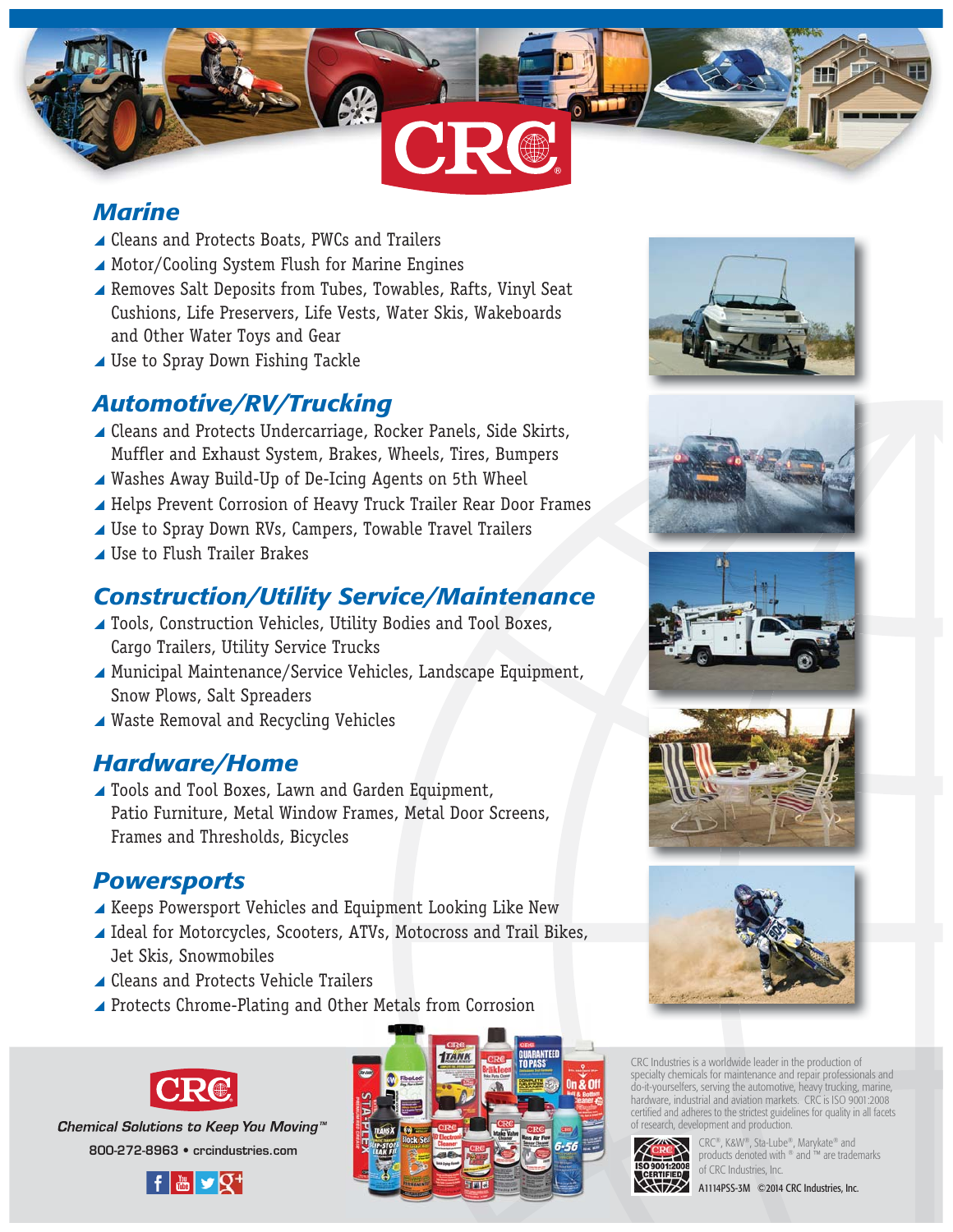## Marine

- Cleans and Protects Boats, PWCs and Trailers
- Motor/Cooling System Flush for Marine Engines
- Removes Salt Deposits from Tubes, Towables, Rafts, Vinyl Seat Cushions, Life Preservers, Life Vests, Water Skis, Wakeboards and Other Water Toys and Gear
- Use to Spray Down Fishing Tackle

## Automotive/RV/Trucking

- Cleans and Protects Undercarriage, Rocker Panels, Side Skirts, Muffler and Exhaust System, Brakes, Wheels, Tires, Bumpers
- Washes Away Build-Up of De-Icing Agents on 5th Wheel
- Helps Prevent Corrosion of Heavy Truck Trailer Rear Door Frames
- Use to Spray Down RVs, Campers, Towable Travel Trailers
- Use to Flush Trailer Brakes

## Construction/Utility Service/Maintenance

- Tools, Construction Vehicles, Utility Bodies and Tool Boxes, Cargo Trailers, Utility Service Trucks
- Municipal Maintenance/Service Vehicles, Landscape Equipment, Snow Plows, Salt Spreaders
- Waste Removal and Recycling Vehicles

## Hardware/Home

- Tools and Tool Boxes, Lawn and Garden Equipment, Patio Furniture, Metal Window Frames, Metal Door Screens, Frames and Thresholds, Bicycles

## Powersports

- Keeps Powersport Vehicles and Equipment Looking Like New
- Ideal for Motorcycles, Scooters, ATVs, Motocross and Trail Bikes, Jet Skis, Snowmobiles
- Cleans and Protects Vehicle Trailers
- Protects Chrome-Plating and Other Metals from Corrosion

CRC

*Chemical Solutions to Keep You Moving™*

800-272-8963 • crcindustries.com

CRC Industries is a worldwide leader in the production of specialty chemicals for maintenance and repair professionals and do-it-yourselfers, serving the automotive, heavy trucking, marine, hardware, industrial and aviation markets. CRC is ISO 9001:2008 certified and adheres to the strictest guidelines for quality in all facets of research, development and production.

ISO 9001:2008 CERTIFIED

CRC®, K&W®, Sta-Lube®, Marykate® and products denoted with ® and ™ are trademarks of CRC Industries, Inc.

A1114PSS-3M ©2014 CRC Industries, Inc.